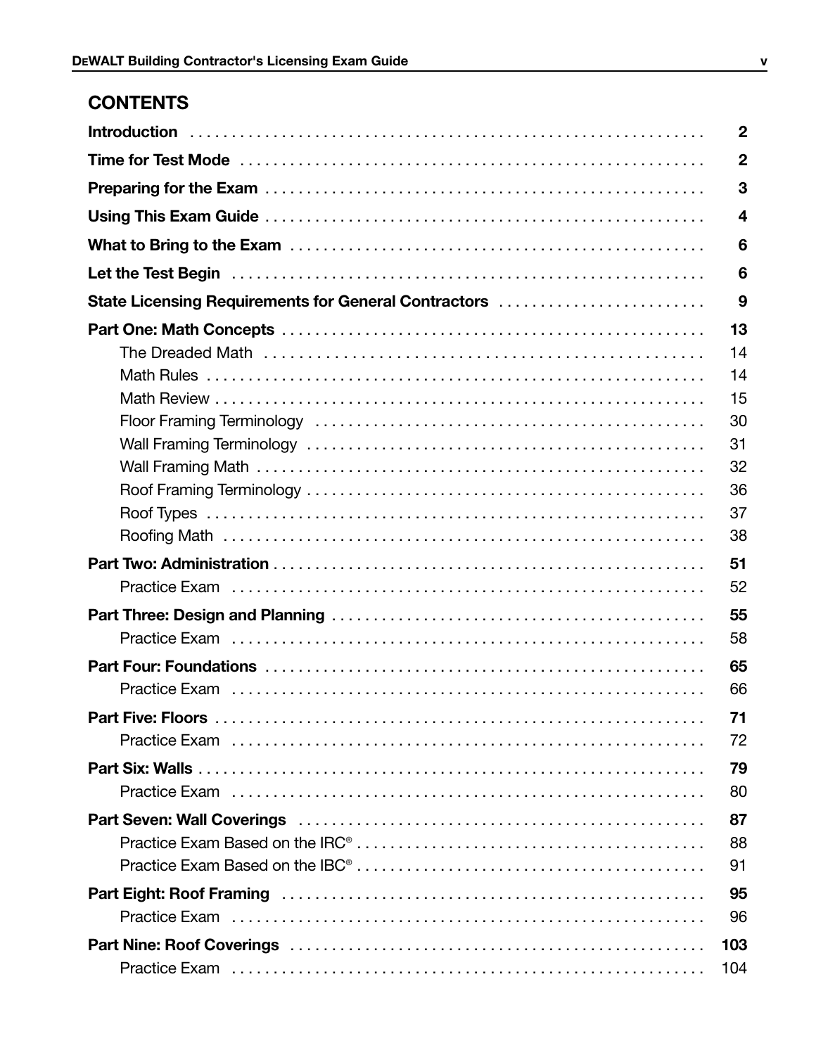## CONTENTS

| | |
|---|---|
| **Introduction** | **2** |
| **Time for Test Mode** | **2** |
| **Preparing for the Exam** | **3** |
| **Using This Exam Guide** | **4** |
| **What to Bring to the Exam** | **6** |
| **Let the Test Begin** | **6** |
| **State Licensing Requirements for General Contractors** | **9** |
| **Part One: Math Concepts** | **13** |
| The Dreaded Math | 14 |
| Math Rules | 14 |
| Math Review | 15 |
| Floor Framing Terminology | 30 |
| Wall Framing Terminology | 31 |
| Wall Framing Math | 32 |
| Roof Framing Terminology | 36 |
| Roof Types | 37 |
| Roofing Math | 38 |
| **Part Two: Administration** | **51** |
| Practice Exam | 52 |
| **Part Three: Design and Planning** | **55** |
| Practice Exam | 58 |
| **Part Four: Foundations** | **65** |
| Practice Exam | 66 |
| **Part Five: Floors** | **71** |
| Practice Exam | 72 |
| **Part Six: Walls** | **79** |
| Practice Exam | 80 |
| **Part Seven: Wall Coverings** | **87** |
| Practice Exam Based on the IRC® | 88 |
| Practice Exam Based on the IBC® | 91 |
| **Part Eight: Roof Framing** | **95** |
| Practice Exam | 96 |
| **Part Nine: Roof Coverings** | **103** |
| Practice Exam | 104 |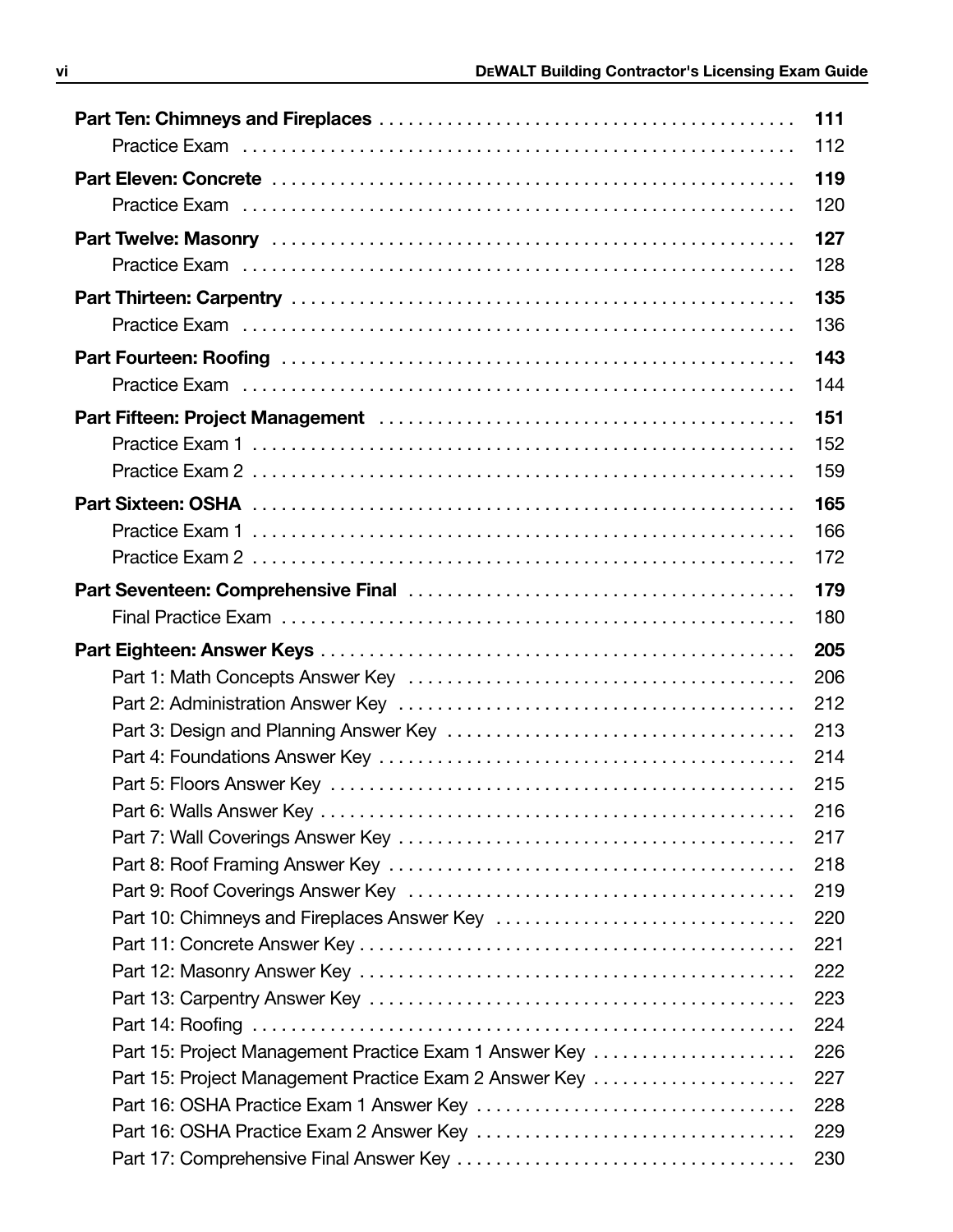| | |
|---|---|
| **Part Ten: Chimneys and Fireplaces** | **111** |
| Practice Exam | 112 |
| **Part Eleven: Concrete** | **119** |
| Practice Exam | 120 |
| **Part Twelve: Masonry** | **127** |
| Practice Exam | 128 |
| **Part Thirteen: Carpentry** | **135** |
| Practice Exam | 136 |
| **Part Fourteen: Roofing** | **143** |
| Practice Exam | 144 |
| **Part Fifteen: Project Management** | **151** |
| Practice Exam 1 | 152 |
| Practice Exam 2 | 159 |
| **Part Sixteen: OSHA** | **165** |
| Practice Exam 1 | 166 |
| Practice Exam 2 | 172 |
| **Part Seventeen: Comprehensive Final** | **179** |
| Final Practice Exam | 180 |
| **Part Eighteen: Answer Keys** | **205** |
| Part 1: Math Concepts Answer Key | 206 |
| Part 2: Administration Answer Key | 212 |
| Part 3: Design and Planning Answer Key | 213 |
| Part 4: Foundations Answer Key | 214 |
| Part 5: Floors Answer Key | 215 |
| Part 6: Walls Answer Key | 216 |
| Part 7: Wall Coverings Answer Key | 217 |
| Part 8: Roof Framing Answer Key | 218 |
| Part 9: Roof Coverings Answer Key | 219 |
| Part 10: Chimneys and Fireplaces Answer Key | 220 |
| Part 11: Concrete Answer Key | 221 |
| Part 12: Masonry Answer Key | 222 |
| Part 13: Carpentry Answer Key | 223 |
| Part 14: Roofing | 224 |
| Part 15: Project Management Practice Exam 1 Answer Key | 226 |
| Part 15: Project Management Practice Exam 2 Answer Key | 227 |
| Part 16: OSHA Practice Exam 1 Answer Key | 228 |
| Part 16: OSHA Practice Exam 2 Answer Key | 229 |
| Part 17: Comprehensive Final Answer Key | 230 |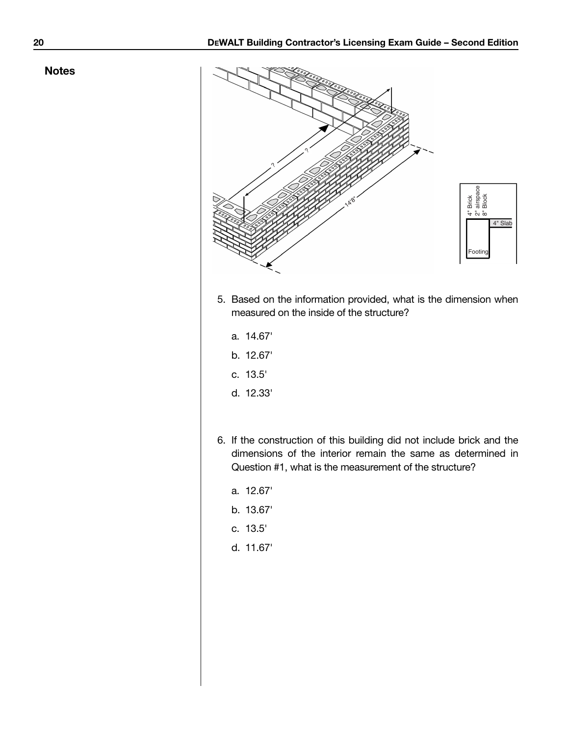**Notes**

5. Based on the information provided, what is the dimension when measured on the inside of the structure?

   a. 14.67'

   b. 12.67'

   c. 13.5'

   d. 12.33'

6. If the construction of this building did not include brick and the dimensions of the interior remain the same as determined in Question #1, what is the measurement of the structure?

   a. 12.67'

   b. 13.67'

   c. 13.5'

   d. 11.67'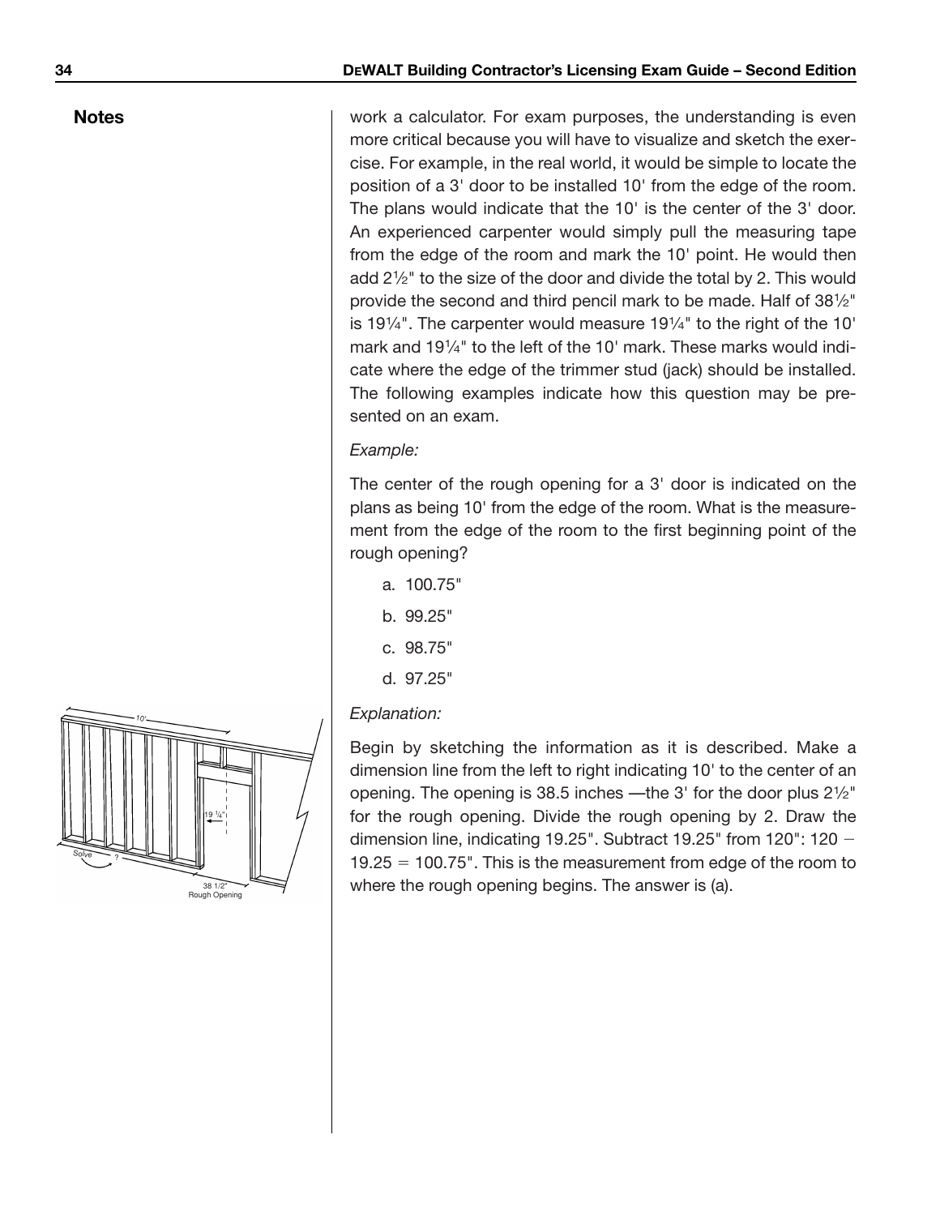**Notes**

work a calculator. For exam purposes, the understanding is even more critical because you will have to visualize and sketch the exercise. For example, in the real world, it would be simple to locate the position of a 3' door to be installed 10' from the edge of the room. The plans would indicate that the 10' is the center of the 3' door. An experienced carpenter would simply pull the measuring tape from the edge of the room and mark the 10' point. He would then add 2½" to the size of the door and divide the total by 2. This would provide the second and third pencil mark to be made. Half of 38½" is 19¼". The carpenter would measure 19¼" to the right of the 10' mark and 19¼" to the left of the 10' mark. These marks would indicate where the edge of the trimmer stud (jack) should be installed. The following examples indicate how this question may be presented on an exam.

*Example:*

The center of the rough opening for a 3' door is indicated on the plans as being 10' from the edge of the room. What is the measurement from the edge of the room to the first beginning point of the rough opening?

a. 100.75"

b. 99.25"

c. 98.75"

d. 97.25"

*Explanation:*

Begin by sketching the information as it is described. Make a dimension line from the left to right indicating 10' to the center of an opening. The opening is 38.5 inches —the 3' for the door plus 2½" for the rough opening. Divide the rough opening by 2. Draw the dimension line, indicating 19.25". Subtract 19.25" from 120": $120 - 19.25 = 100.75$". This is the measurement from edge of the room to where the rough opening begins. The answer is (a).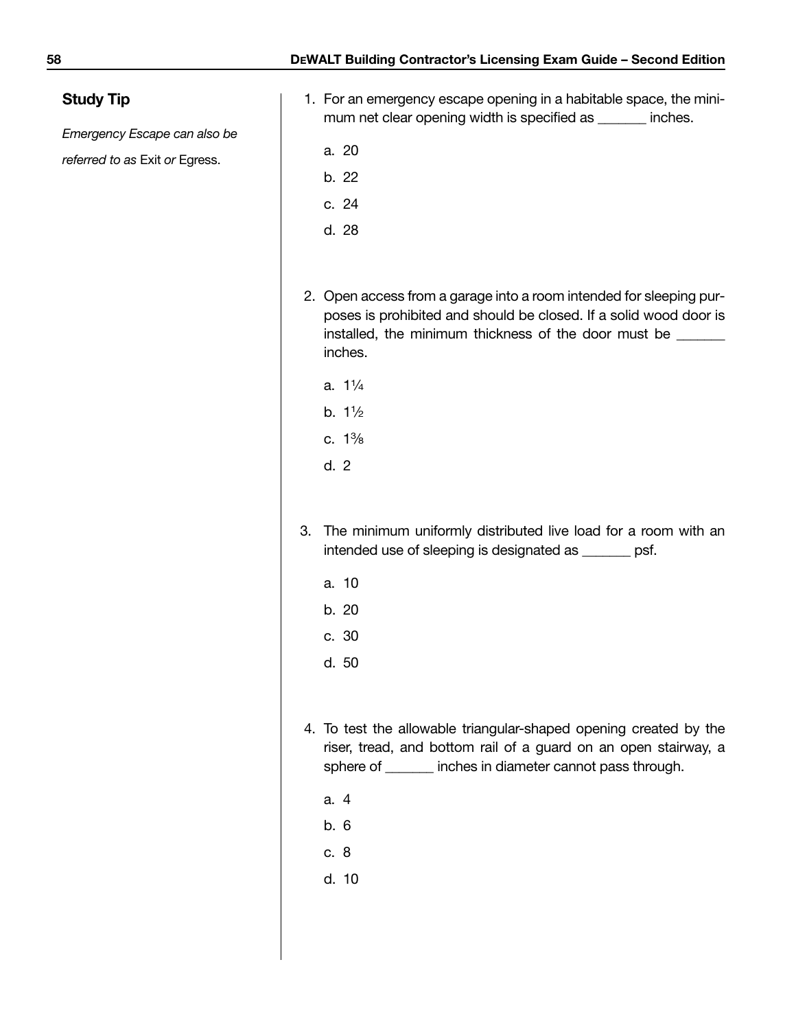**Study Tip**

*Emergency Escape can also be referred to as* Exit *or* Egress.

1. For an emergency escape opening in a habitable space, the minimum net clear opening width is specified as _______ inches.

   a. 20

   b. 22

   c. 24

   d. 28

2. Open access from a garage into a room intended for sleeping purposes is prohibited and should be closed. If a solid wood door is installed, the minimum thickness of the door must be _______ inches.

   a. 1¼

   b. 1½

   c. 1⅜

   d. 2

3. The minimum uniformly distributed live load for a room with an intended use of sleeping is designated as _______ psf.

   a. 10

   b. 20

   c. 30

   d. 50

4. To test the allowable triangular-shaped opening created by the riser, tread, and bottom rail of a guard on an open stairway, a sphere of _______ inches in diameter cannot pass through.

   a. 4

   b. 6

   c. 8

   d. 10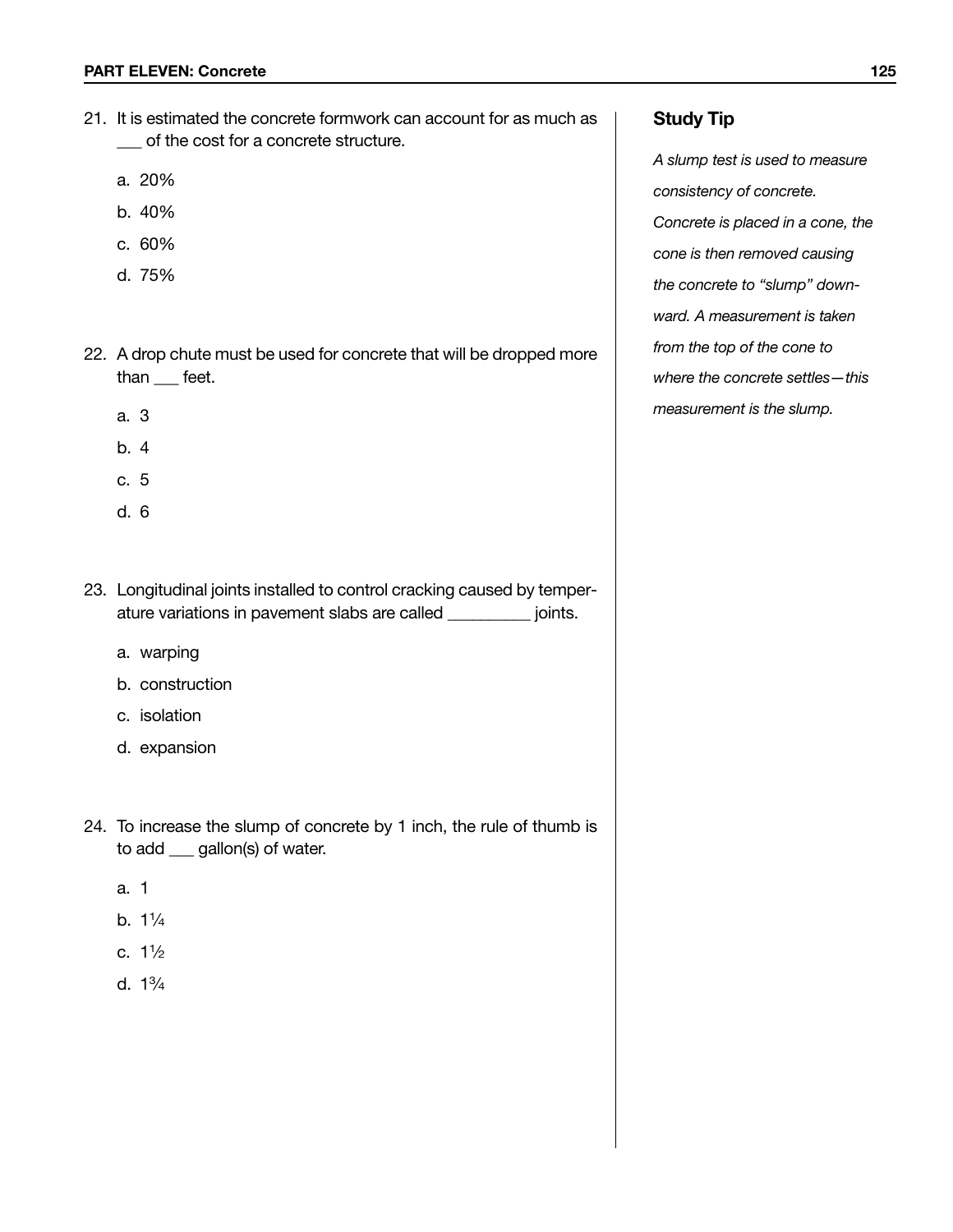21. It is estimated the concrete formwork can account for as much as ___ of the cost for a concrete structure.

    a. 20%

    b. 40%

    c. 60%

    d. 75%

22. A drop chute must be used for concrete that will be dropped more than ___ feet.

    a. 3

    b. 4

    c. 5

    d. 6

23. Longitudinal joints installed to control cracking caused by temperature variations in pavement slabs are called _________ joints.

    a. warping

    b. construction

    c. isolation

    d. expansion

24. To increase the slump of concrete by 1 inch, the rule of thumb is to add ___ gallon(s) of water.

    a. 1

    b. 1¼

    c. 1½

    d. 1¾

**Study Tip**

*A slump test is used to measure consistency of concrete. Concrete is placed in a cone, the cone is then removed causing the concrete to "slump" downward. A measurement is taken from the top of the cone to where the concrete settles—this measurement is the slump.*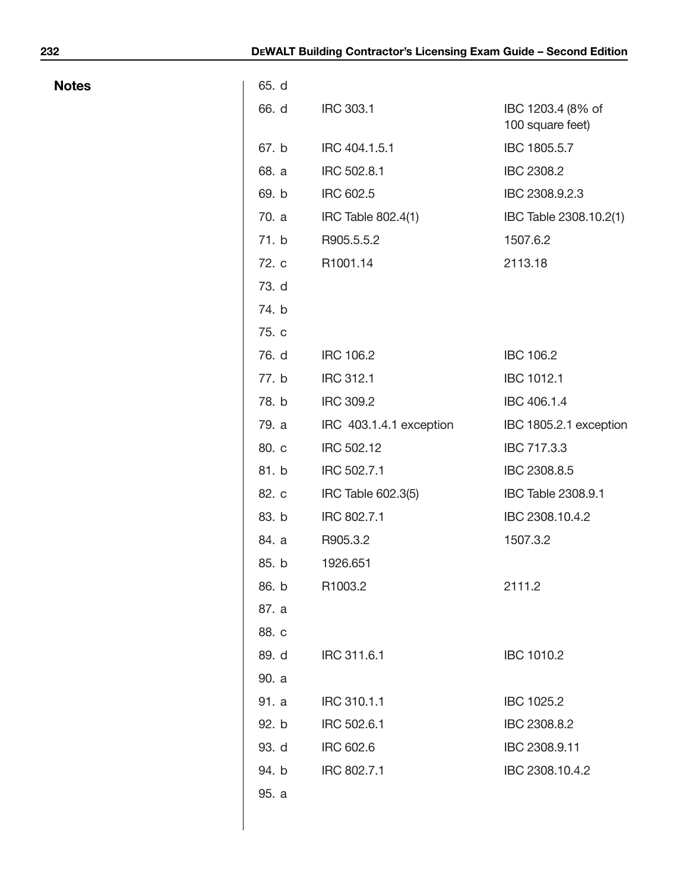**Notes**

| | | |
|---|---|---|
| 65. d | | |
| 66. d | IRC 303.1 | IBC 1203.4 (8% of 100 square feet) |
| 67. b | IRC 404.1.5.1 | IBC 1805.5.7 |
| 68. a | IRC 502.8.1 | IBC 2308.2 |
| 69. b | IRC 602.5 | IBC 2308.9.2.3 |
| 70. a | IRC Table 802.4(1) | IBC Table 2308.10.2(1) |
| 71. b | R905.5.5.2 | 1507.6.2 |
| 72. c | R1001.14 | 2113.18 |
| 73. d | | |
| 74. b | | |
| 75. c | | |
| 76. d | IRC 106.2 | IBC 106.2 |
| 77. b | IRC 312.1 | IBC 1012.1 |
| 78. b | IRC 309.2 | IBC 406.1.4 |
| 79. a | IRC 403.1.4.1 exception | IBC 1805.2.1 exception |
| 80. c | IRC 502.12 | IBC 717.3.3 |
| 81. b | IRC 502.7.1 | IBC 2308.8.5 |
| 82. c | IRC Table 602.3(5) | IBC Table 2308.9.1 |
| 83. b | IRC 802.7.1 | IBC 2308.10.4.2 |
| 84. a | R905.3.2 | 1507.3.2 |
| 85. b | 1926.651 | |
| 86. b | R1003.2 | 2111.2 |
| 87. a | | |
| 88. c | | |
| 89. d | IRC 311.6.1 | IBC 1010.2 |
| 90. a | | |
| 91. a | IRC 310.1.1 | IBC 1025.2 |
| 92. b | IRC 502.6.1 | IBC 2308.8.2 |
| 93. d | IRC 602.6 | IBC 2308.9.11 |
| 94. b | IRC 802.7.1 | IBC 2308.10.4.2 |
| 95. a | | |